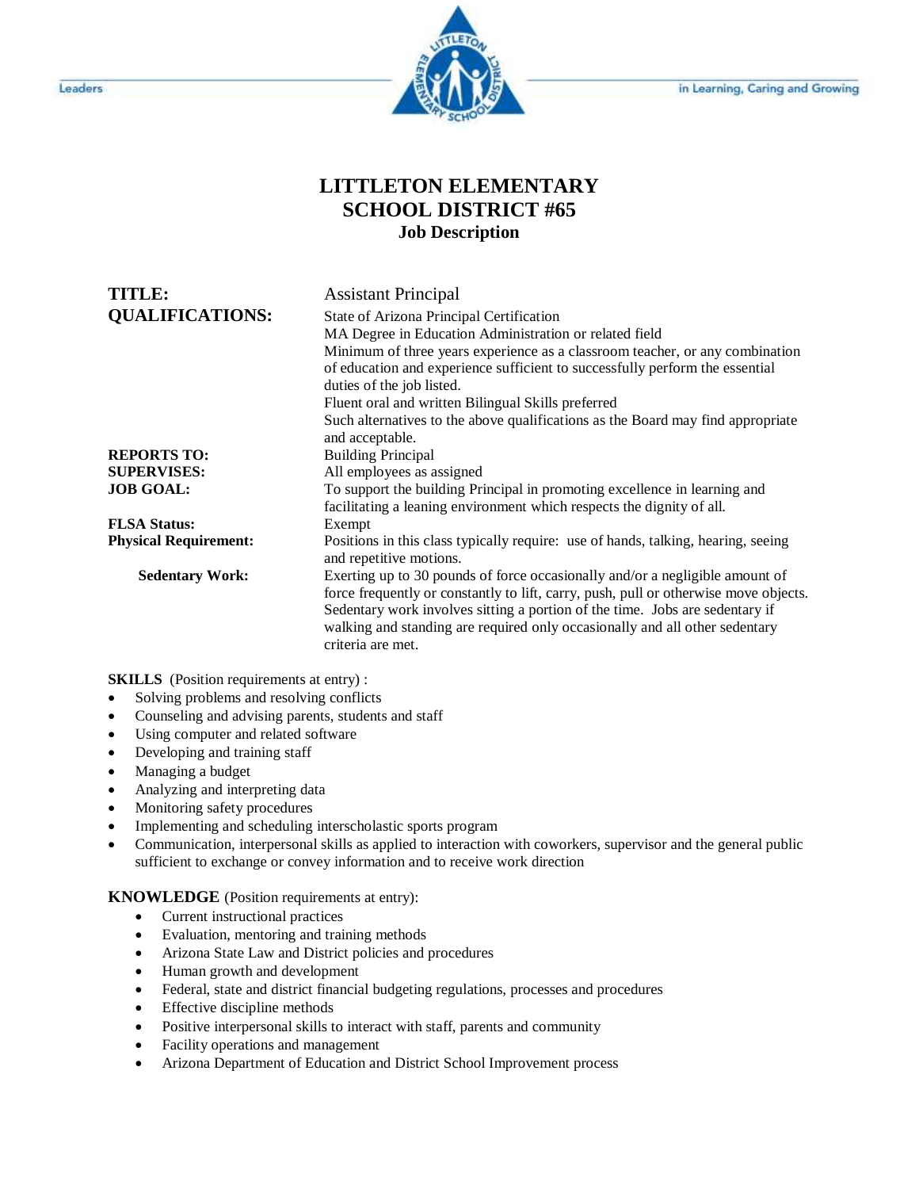Leaders in Learning, Caring and Growing

# LITTLETON ELEMENTARY SCHOOL DISTRICT #65

## Job Description

**TITLE:** Assistant Principal

**QUALIFICATIONS:**
State of Arizona Principal Certification
MA Degree in Education Administration or related field
Minimum of three years experience as a classroom teacher, or any combination of education and experience sufficient to successfully perform the essential duties of the job listed.
Fluent oral and written Bilingual Skills preferred
Such alternatives to the above qualifications as the Board may find appropriate and acceptable.

**REPORTS TO:** Building Principal

**SUPERVISES:** All employees as assigned

**JOB GOAL:** To support the building Principal in promoting excellence in learning and facilitating a leaning environment which respects the dignity of all.

**FLSA Status:** Exempt

**Physical Requirement:** Positions in this class typically require: use of hands, talking, hearing, seeing and repetitive motions.

**Sedentary Work:** Exerting up to 30 pounds of force occasionally and/or a negligible amount of force frequently or constantly to lift, carry, push, pull or otherwise move objects. Sedentary work involves sitting a portion of the time. Jobs are sedentary if walking and standing are required only occasionally and all other sedentary criteria are met.

**SKILLS** (Position requirements at entry) :

- Solving problems and resolving conflicts
- Counseling and advising parents, students and staff
- Using computer and related software
- Developing and training staff
- Managing a budget
- Analyzing and interpreting data
- Monitoring safety procedures
- Implementing and scheduling interscholastic sports program
- Communication, interpersonal skills as applied to interaction with coworkers, supervisor and the general public sufficient to exchange or convey information and to receive work direction

**KNOWLEDGE** (Position requirements at entry):

- Current instructional practices
- Evaluation, mentoring and training methods
- Arizona State Law and District policies and procedures
- Human growth and development
- Federal, state and district financial budgeting regulations, processes and procedures
- Effective discipline methods
- Positive interpersonal skills to interact with staff, parents and community
- Facility operations and management
- Arizona Department of Education and District School Improvement process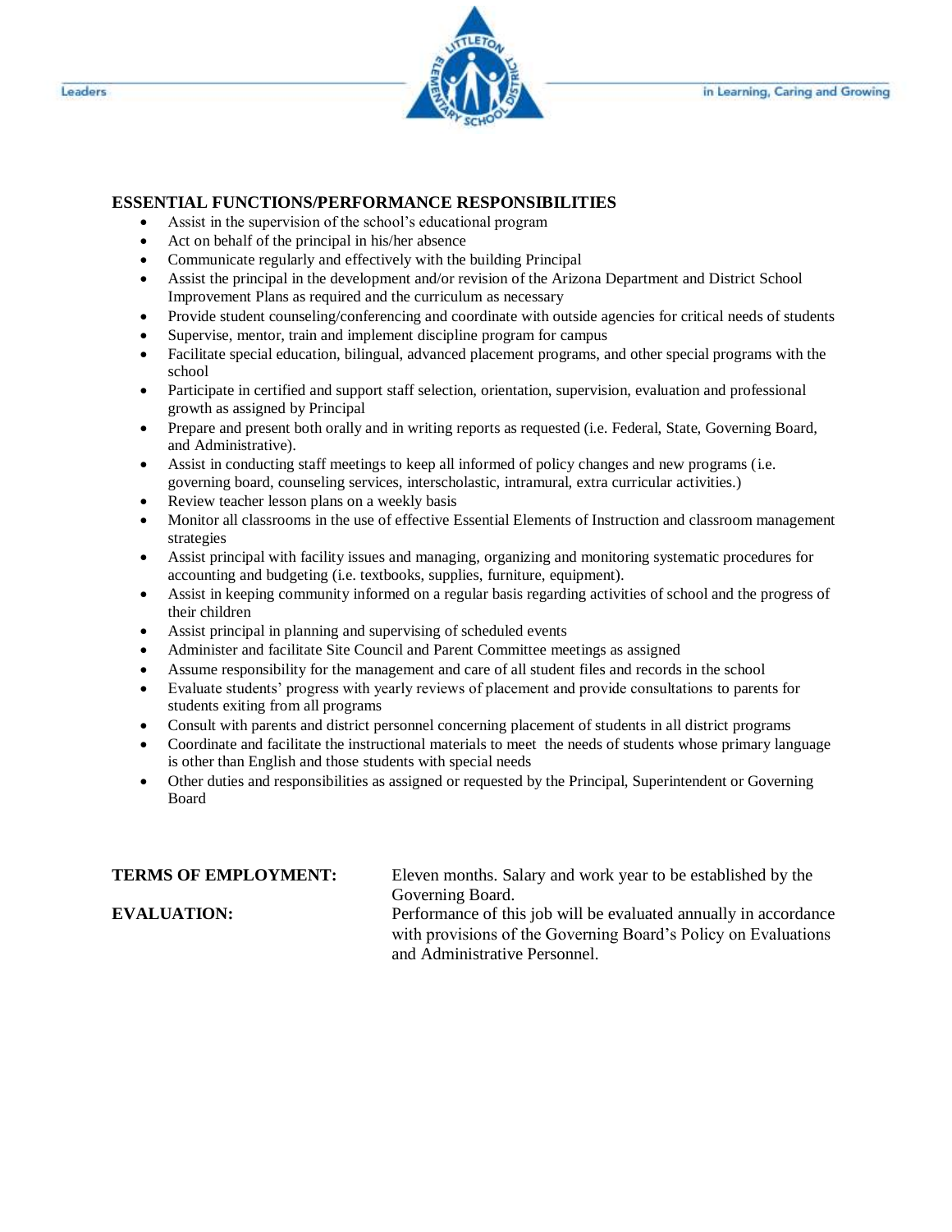**ESSENTIAL FUNCTIONS/PERFORMANCE RESPONSIBILITIES**

- Assist in the supervision of the school's educational program
- Act on behalf of the principal in his/her absence
- Communicate regularly and effectively with the building Principal
- Assist the principal in the development and/or revision of the Arizona Department and District School Improvement Plans as required and the curriculum as necessary
- Provide student counseling/conferencing and coordinate with outside agencies for critical needs of students
- Supervise, mentor, train and implement discipline program for campus
- Facilitate special education, bilingual, advanced placement programs, and other special programs with the school
- Participate in certified and support staff selection, orientation, supervision, evaluation and professional growth as assigned by Principal
- Prepare and present both orally and in writing reports as requested (i.e. Federal, State, Governing Board, and Administrative).
- Assist in conducting staff meetings to keep all informed of policy changes and new programs (i.e. governing board, counseling services, interscholastic, intramural, extra curricular activities.)
- Review teacher lesson plans on a weekly basis
- Monitor all classrooms in the use of effective Essential Elements of Instruction and classroom management strategies
- Assist principal with facility issues and managing, organizing and monitoring systematic procedures for accounting and budgeting (i.e. textbooks, supplies, furniture, equipment).
- Assist in keeping community informed on a regular basis regarding activities of school and the progress of their children
- Assist principal in planning and supervising of scheduled events
- Administer and facilitate Site Council and Parent Committee meetings as assigned
- Assume responsibility for the management and care of all student files and records in the school
- Evaluate students' progress with yearly reviews of placement and provide consultations to parents for students exiting from all programs
- Consult with parents and district personnel concerning placement of students in all district programs
- Coordinate and facilitate the instructional materials to meet the needs of students whose primary language is other than English and those students with special needs
- Other duties and responsibilities as assigned or requested by the Principal, Superintendent or Governing Board

**TERMS OF EMPLOYMENT:** Eleven months. Salary and work year to be established by the Governing Board.

**EVALUATION:** Performance of this job will be evaluated annually in accordance with provisions of the Governing Board's Policy on Evaluations and Administrative Personnel.